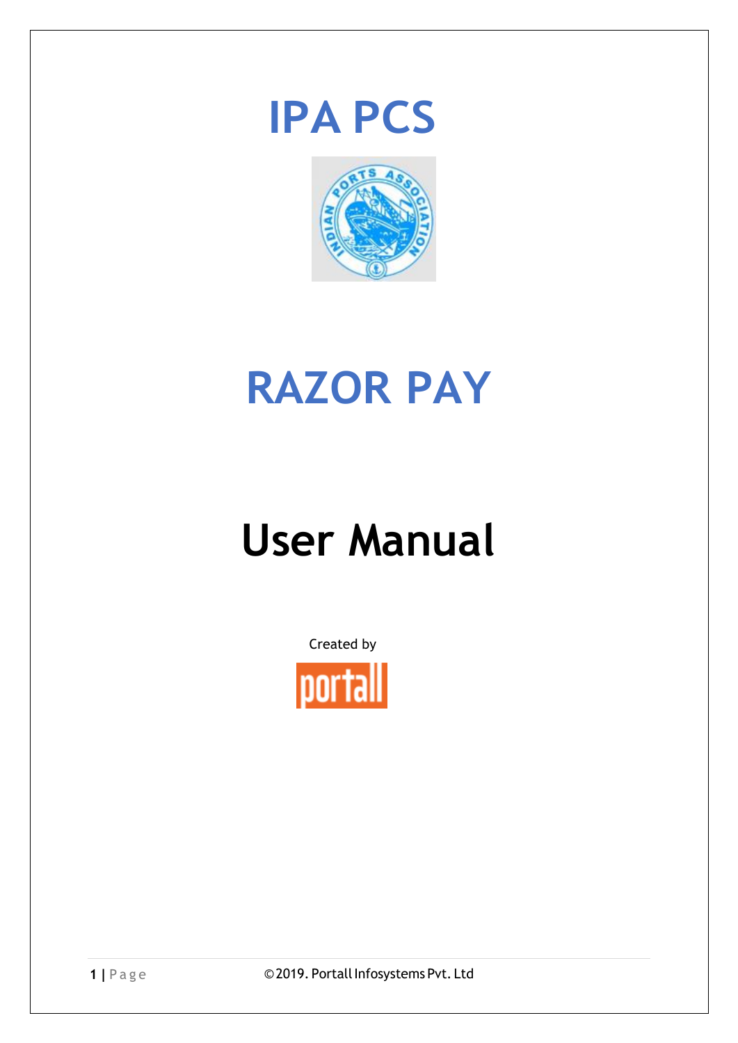# IPA PCS

# RAZOR PAY

# User Manual

Created by

©2019. Portall Infosystems Pvt. Ltd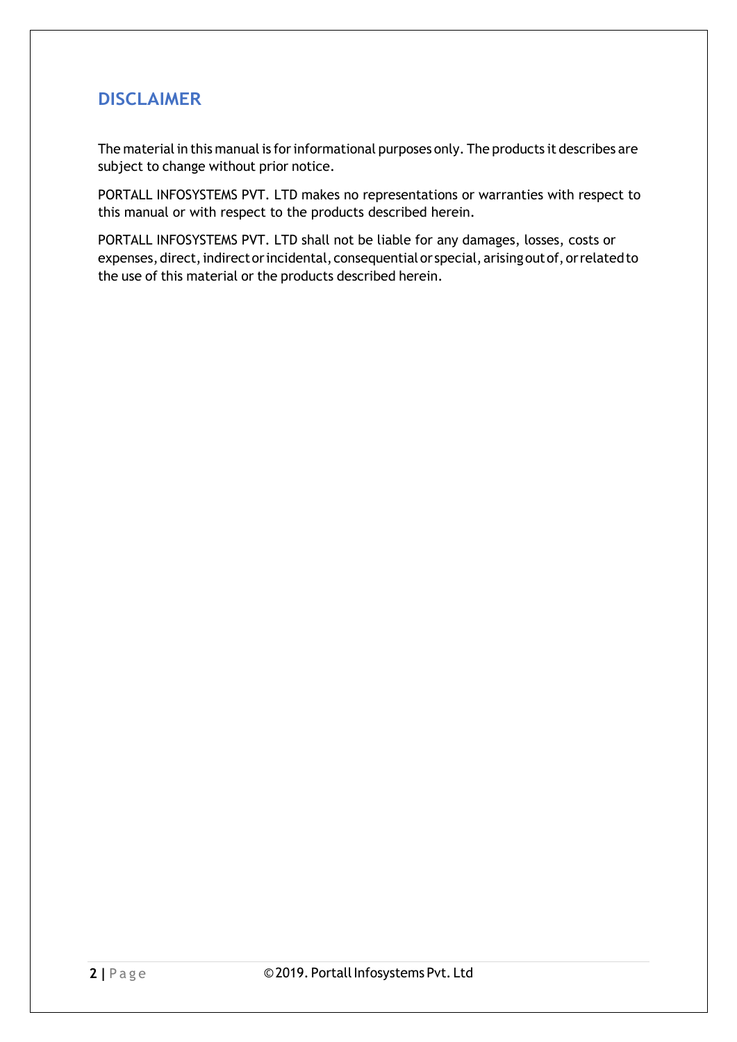## DISCLAIMER

The material in this manual is for informational purposes only. The products it describes are subject to change without prior notice.

PORTALL INFOSYSTEMS PVT. LTD makes no representations or warranties with respect to this manual or with respect to the products described herein.

PORTALL INFOSYSTEMS PVT. LTD shall not be liable for any damages, losses, costs or expenses, direct, indirect or incidental, consequential or special, arising out of, or related to the use of this material or the products described herein.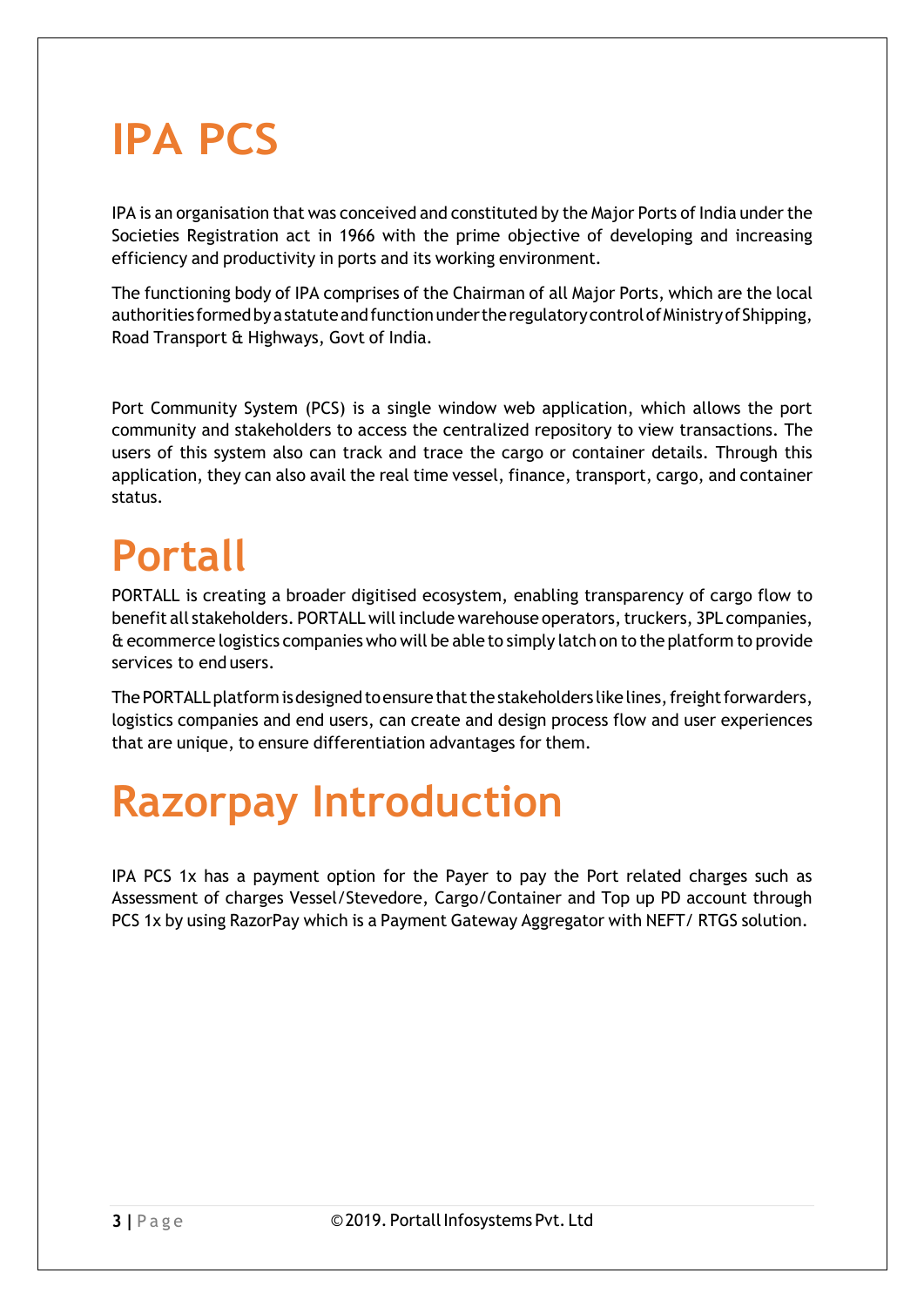# IPA PCS

IPA is an organisation that was conceived and constituted by the Major Ports of India under the Societies Registration act in 1966 with the prime objective of developing and increasing efficiency and productivity in ports and its working environment.

The functioning body of IPA comprises of the Chairman of all Major Ports, which are the local authorities formed by a statute and function under the regulatory control of Ministry of Shipping, Road Transport & Highways, Govt of India.

Port Community System (PCS) is a single window web application, which allows the port community and stakeholders to access the centralized repository to view transactions. The users of this system also can track and trace the cargo or container details. Through this application, they can also avail the real time vessel, finance, transport, cargo, and container status.

# Portall

PORTALL is creating a broader digitised ecosystem, enabling transparency of cargo flow to benefit all stakeholders. PORTALL will include warehouse operators, truckers, 3PL companies, & ecommerce logistics companies who will be able to simply latch on to the platform to provide services to end users.

The PORTALL platform is designed to ensure that the stakeholders like lines, freight forwarders, logistics companies and end users, can create and design process flow and user experiences that are unique, to ensure differentiation advantages for them.

# Razorpay Introduction

IPA PCS 1x has a payment option for the Payer to pay the Port related charges such as Assessment of charges Vessel/Stevedore, Cargo/Container and Top up PD account through PCS 1x by using RazorPay which is a Payment Gateway Aggregator with NEFT/ RTGS solution.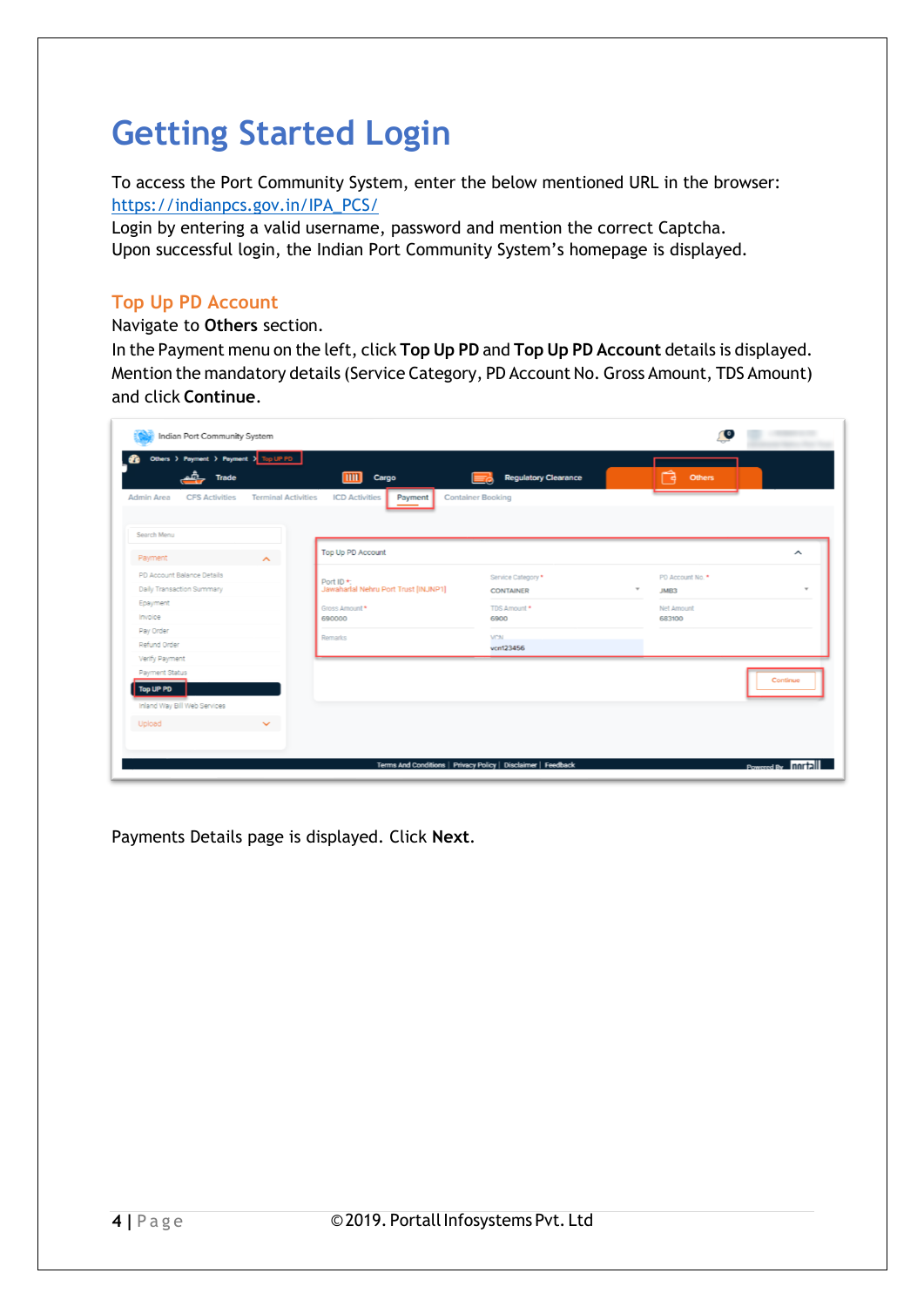# Getting Started Login

To access the Port Community System, enter the below mentioned URL in the browser: https://indianpcs.gov.in/IPA_PCS/
Login by entering a valid username, password and mention the correct Captcha.
Upon successful login, the Indian Port Community System's homepage is displayed.

## Top Up PD Account

Navigate to **Others** section.
In the Payment menu on the left, click **Top Up PD** and **Top Up PD Account** details is displayed. Mention the mandatory details (Service Category, PD Account No. Gross Amount, TDS Amount) and click **Continue**.

Payments Details page is displayed. Click **Next**.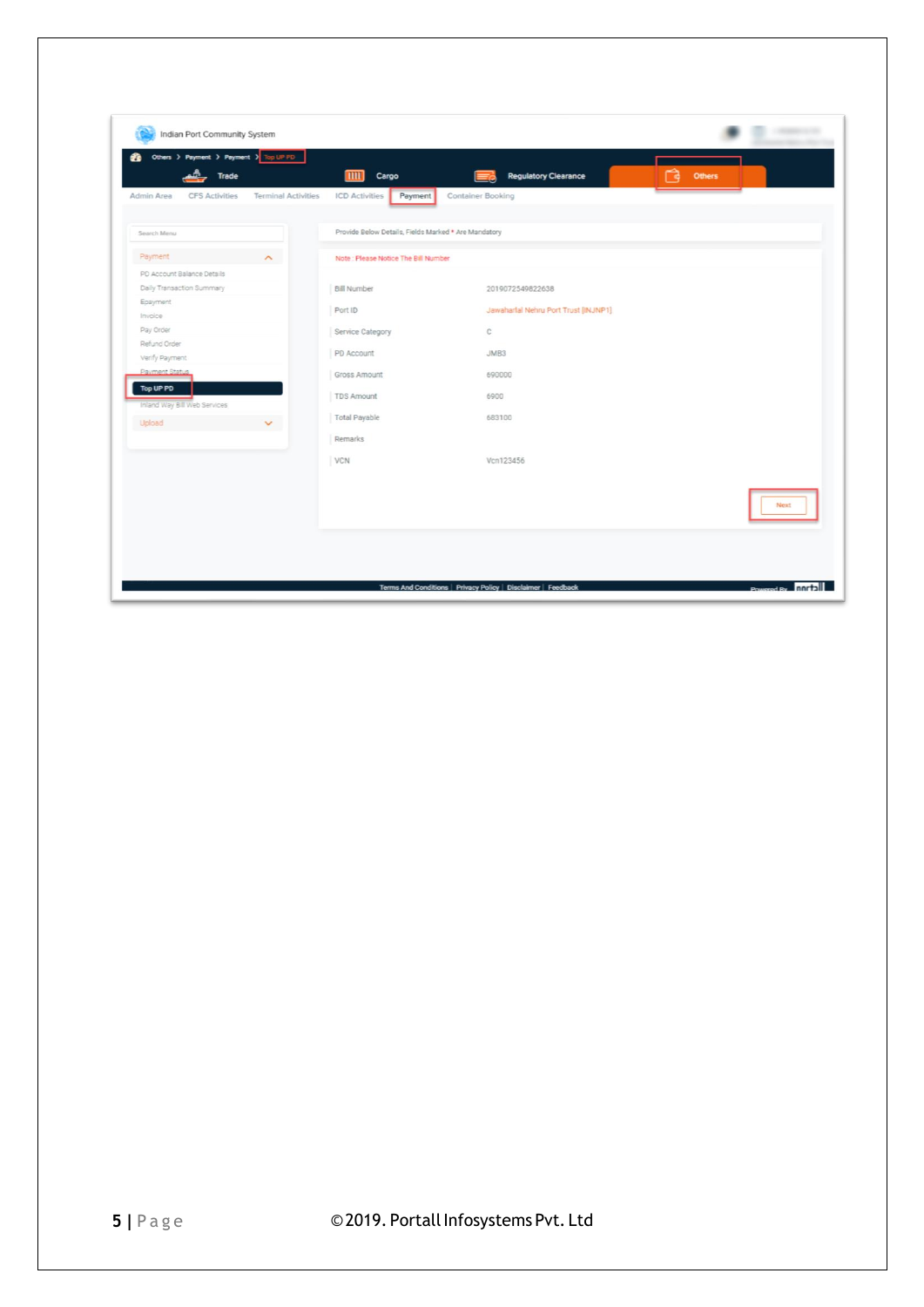Indian Port Community System

Others > Payment > Payment > Top UP PD

Trade | Cargo | Regulatory Clearance | Others

Admin Area | CFS Activities | Terminal Activities | ICD Activities | Payment | Container Booking

Search Menu

- Payment
  - PD Account Balance Details
  - Daily Transaction Summary
  - Epayment
  - Invoice
  - Pay Order
  - Refund Order
  - Verify Payment
  - Payment Status
  - Top UP PD
  - Inland Way Bill Web Services
- Upload

Provide Below Details, Fields Marked * Are Mandatory

Note : Please Notice The Bill Number

| Field | Value |
| --- | --- |
| Bill Number | 2019072549822638 |
| Port ID | Jawaharlal Nehru Port Trust [INJNP1] |
| Service Category | C |
| PD Account | JMB3 |
| Gross Amount | 690000 |
| TDS Amount | 6900 |
| Total Payable | 683100 |
| Remarks | |
| VCN | Vcn123456 |

Next

Terms And Conditions | Privacy Policy | Disclaimer | Feedback

Powered By portall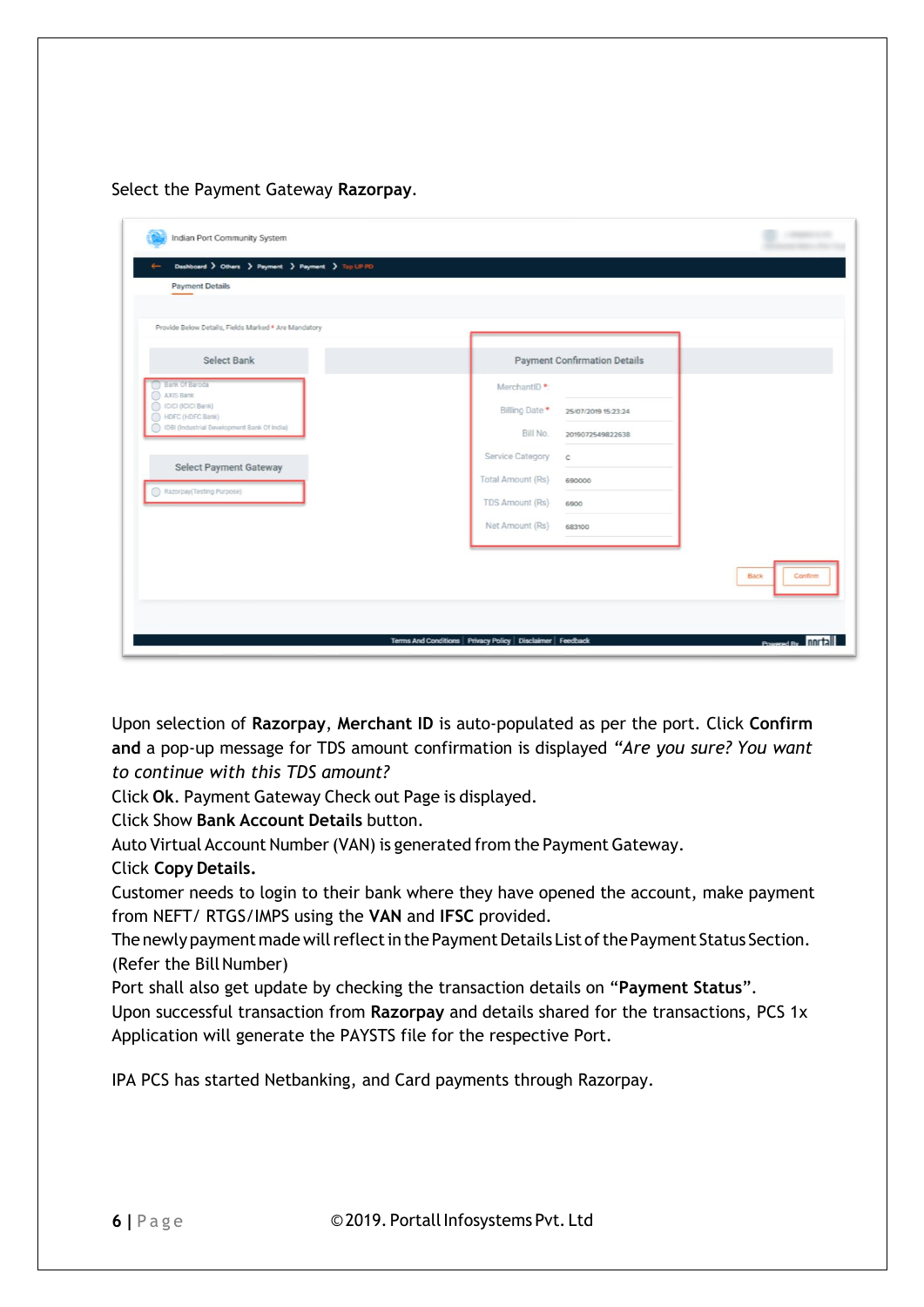Select the Payment Gateway **Razorpay**.

Upon selection of **Razorpay**, **Merchant ID** is auto-populated as per the port. Click **Confirm and** a pop-up message for TDS amount confirmation is displayed *"Are you sure? You want to continue with this TDS amount?*

Click **Ok**. Payment Gateway Check out Page is displayed.

Click Show **Bank Account Details** button.

Auto Virtual Account Number (VAN) is generated from the Payment Gateway.

Click **Copy Details.**

Customer needs to login to their bank where they have opened the account, make payment from NEFT/ RTGS/IMPS using the **VAN** and **IFSC** provided.

The newly payment made will reflect in the Payment Details List of the Payment Status Section. (Refer the Bill Number)

Port shall also get update by checking the transaction details on "**Payment Status**".

Upon successful transaction from **Razorpay** and details shared for the transactions, PCS 1x Application will generate the PAYSTS file for the respective Port.

IPA PCS has started Netbanking, and Card payments through Razorpay.

©2019. Portall Infosystems Pvt. Ltd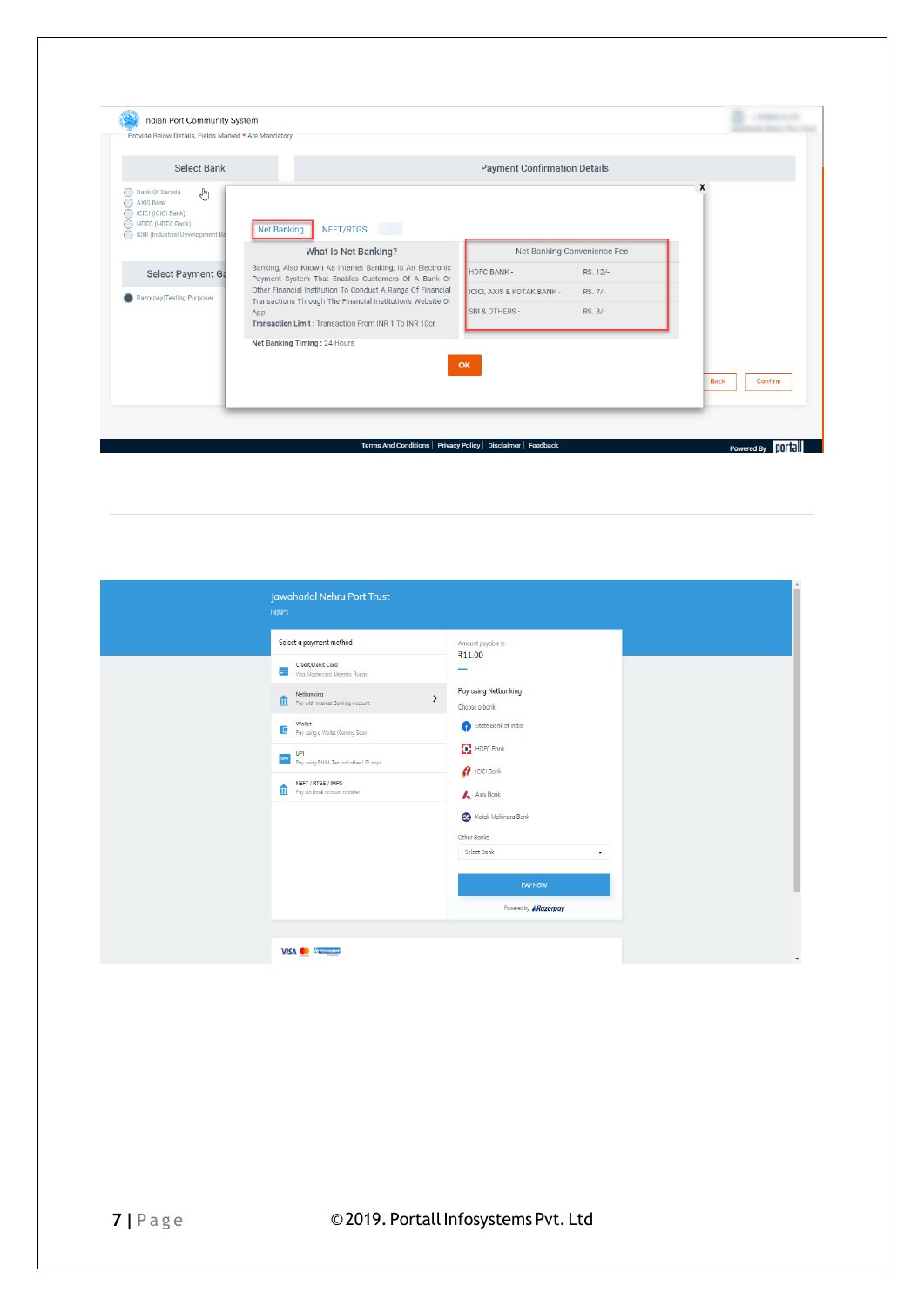Indian Port Community System

Provide Below Details, Fields Marked * Are Mandatory

Select Bank

- Bank Of Baroda
- AXIS Bank
- ICICI (ICICI Bank)
- HDFC (HDFC Bank)
- IDBI (Industrial Development Ba

Select Payment Ga

- Razorpay(Testing Purpose)

Payment Confirmation Details

Net Banking | NEFT/RTGS

**What Is Net Banking?**

Banking, Also Known As Internet Banking, Is An Electronic Payment System That Enables Customers Of A Bank Or Other Financial Institution To Conduct A Range Of Financial Transactions Through The Financial Institution's Website Or App.

**Transaction Limit :** Transaction From INR 1 To INR 10cr.

| Net Banking Convenience Fee | |
|---|---|
| HDFC BANK - | RS. 12/- |
| ICICI, AXIS & KOTAK BANK - | RS. 7/- |
| SBI & OTHERS - | RS. 8/- |

**Net Banking Timing :** 24 Hours

OK

Back | Confirm

Terms And Conditions | Privacy Policy | Disclaimer | Feedback

Powered By portall

---

Jawaharlal Nehru Port Trust

INJNP1

Select a payment method

- Credit/Debit Card — Visa, Mastercard, Maestro, Rupay
- Netbanking — Pay with Internet Banking Account
- Wallet — Pay using a Wallet (Coming Soon)
- UPI — Pay using BHIM, Tez and other UPI apps
- NEFT / RTGS / IMPS — Pay via Bank account transfer

Amount payable is

₹11.00

Pay using Netbanking

Choose a bank

- State Bank of India
- HDFC Bank
- ICICI Bank
- Axis Bank
- Kotak Mahindra Bank

Other Banks

Select Bank

PAY NOW

Powered by Razorpay

©2019. Portall Infosystems Pvt. Ltd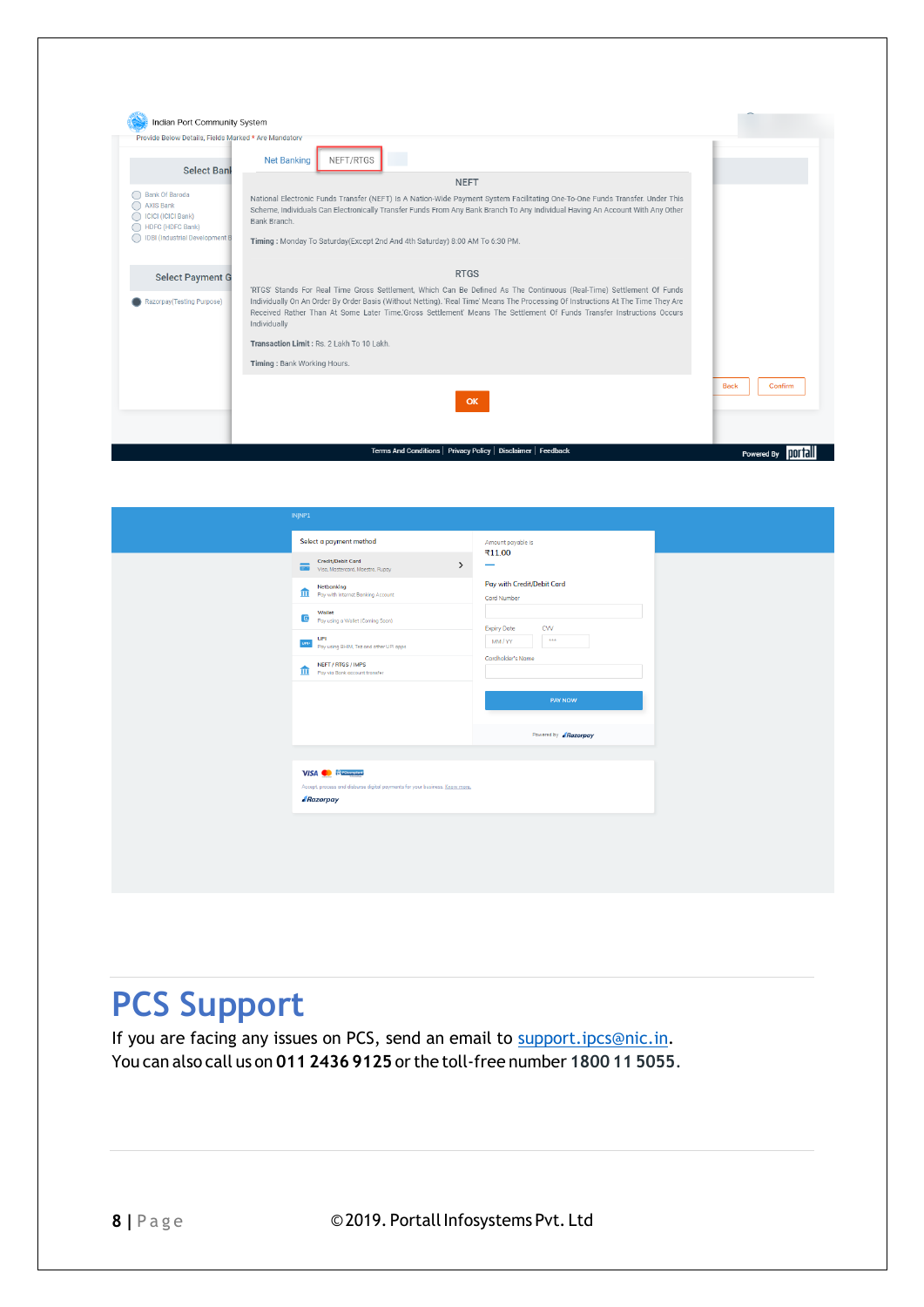# PCS Support

If you are facing any issues on PCS, send an email to support.ipcs@nic.in.
You can also call us on **011 2436 9125** or the toll-free number **1800 11 5055**.

©2019. Portall Infosystems Pvt. Ltd